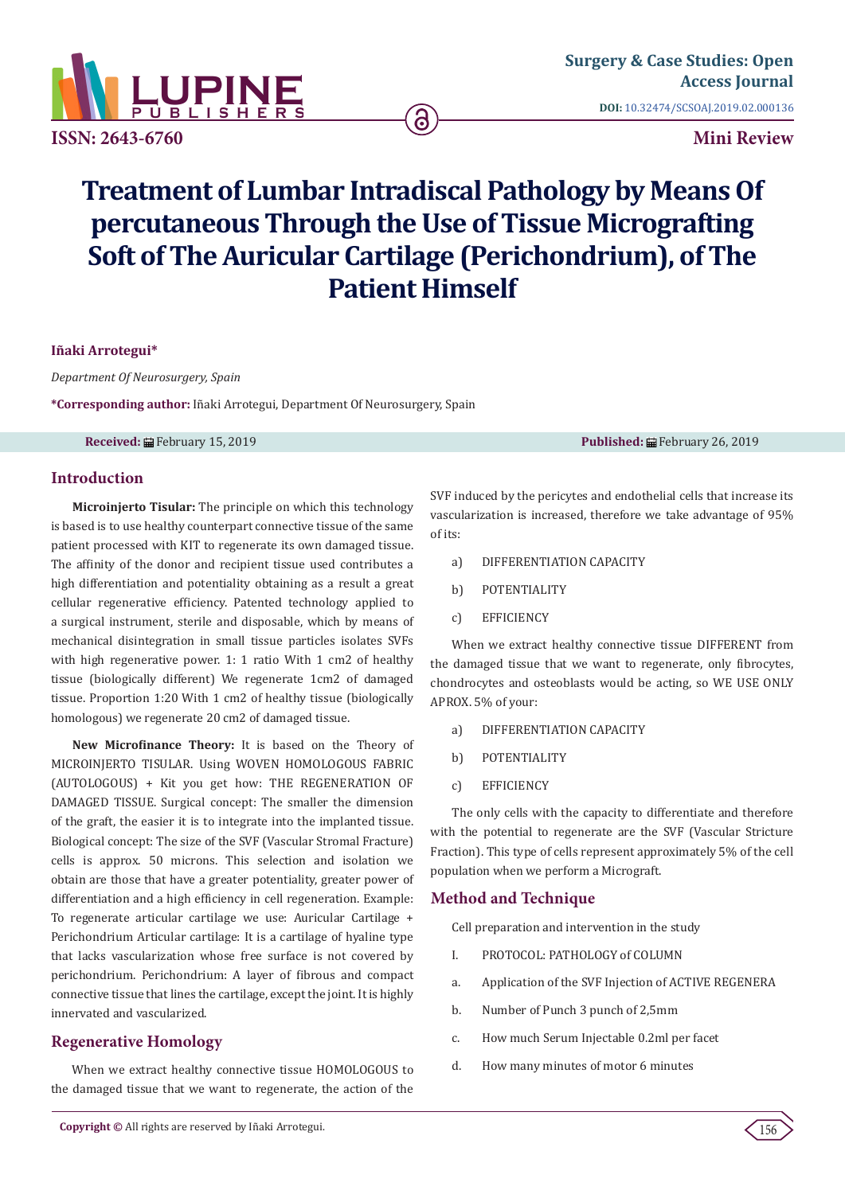Surgery & Case Studies: Open Access Journal

**DOI:** 10.32474/SCSOAJ.2019.02.000136

**ISSN: 2643-6760**

**Mini Review**

# Treatment of Lumbar Intradiscal Pathology by Means Of percutaneous Through the Use of Tissue Micrografting Soft of The Auricular Cartilage (Perichondrium), of The Patient Himself

**Iñaki Arrotegui***

*Department Of Neurosurgery, Spain*

***Corresponding author:** Iñaki Arrotegui, Department Of Neurosurgery, Spain

**Received:** February 15, 2019 **Published:** February 26, 2019

## Introduction

**Microinjerto Tisular:** The principle on which this technology is based is to use healthy counterpart connective tissue of the same patient processed with KIT to regenerate its own damaged tissue. The affinity of the donor and recipient tissue used contributes a high differentiation and potentiality obtaining as a result a great cellular regenerative efficiency. Patented technology applied to a surgical instrument, sterile and disposable, which by means of mechanical disintegration in small tissue particles isolates SVFs with high regenerative power. 1: 1 ratio With 1 cm2 of healthy tissue (biologically different) We regenerate 1cm2 of damaged tissue. Proportion 1:20 With 1 cm2 of healthy tissue (biologically homologous) we regenerate 20 cm2 of damaged tissue.

**New Microfinance Theory:** It is based on the Theory of MICROINJERTO TISULAR. Using WOVEN HOMOLOGOUS FABRIC (AUTOLOGOUS) + Kit you get how: THE REGENERATION OF DAMAGED TISSUE. Surgical concept: The smaller the dimension of the graft, the easier it is to integrate into the implanted tissue. Biological concept: The size of the SVF (Vascular Stromal Fracture) cells is approx. 50 microns. This selection and isolation we obtain are those that have a greater potentiality, greater power of differentiation and a high efficiency in cell regeneration. Example: To regenerate articular cartilage we use: Auricular Cartilage + Perichondrium Articular cartilage: It is a cartilage of hyaline type that lacks vascularization whose free surface is not covered by perichondrium. Perichondrium: A layer of fibrous and compact connective tissue that lines the cartilage, except the joint. It is highly innervated and vascularized.

## Regenerative Homology

When we extract healthy connective tissue HOMOLOGOUS to the damaged tissue that we want to regenerate, the action of the SVF induced by the pericytes and endothelial cells that increase its vascularization is increased, therefore we take advantage of 95% of its:

a) DIFFERENTIATION CAPACITY

b) POTENTIALITY

c) EFFICIENCY

When we extract healthy connective tissue DIFFERENT from the damaged tissue that we want to regenerate, only fibrocytes, chondrocytes and osteoblasts would be acting, so WE USE ONLY APROX. 5% of your:

a) DIFFERENTIATION CAPACITY

b) POTENTIALITY

c) EFFICIENCY

The only cells with the capacity to differentiate and therefore with the potential to regenerate are the SVF (Vascular Stricture Fraction). This type of cells represent approximately 5% of the cell population when we perform a Micrograft.

## Method and Technique

Cell preparation and intervention in the study

I. PROTOCOL: PATHOLOGY of COLUMN

a. Application of the SVF Injection of ACTIVE REGENERA

b. Number of Punch 3 punch of 2,5mm

c. How much Serum Injectable 0.2ml per facet

d. How many minutes of motor 6 minutes

**Copyright ©** All rights are reserved by Iñaki Arrotegui.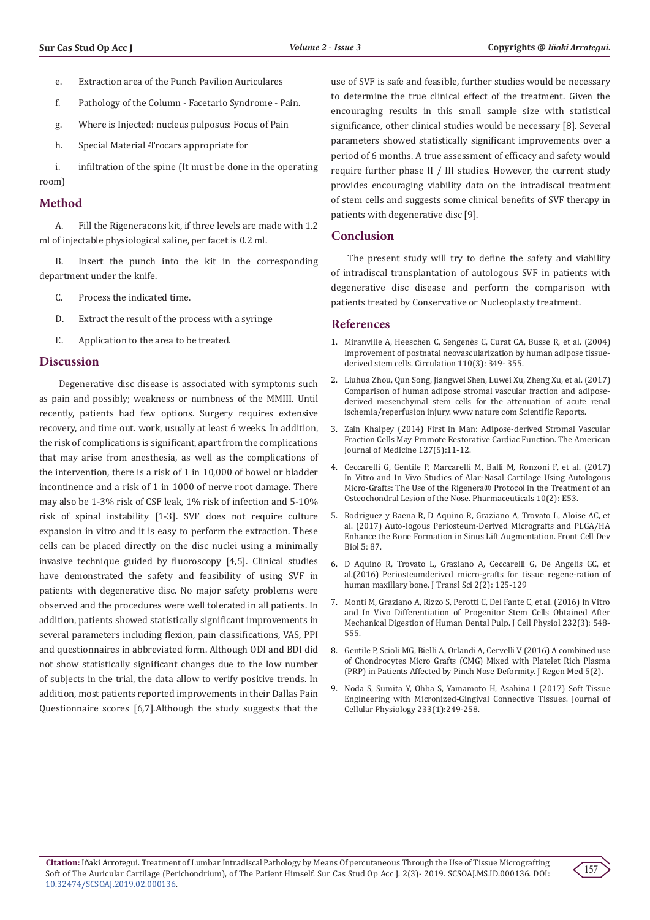e. Extraction area of the Punch Pavilion Auriculares

f. Pathology of the Column - Facetario Syndrome - Pain.

g. Where is Injected: nucleus pulposus: Focus of Pain

h. Special Material -Trocars appropriate for

i. infiltration of the spine (It must be done in the operating room)

## Method

A. Fill the Rigeneracons kit, if three levels are made with 1.2 ml of injectable physiological saline, per facet is 0.2 ml.

B. Insert the punch into the kit in the corresponding department under the knife.

C. Process the indicated time.

D. Extract the result of the process with a syringe

E. Application to the area to be treated.

## Discussion

Degenerative disc disease is associated with symptoms such as pain and possibly; weakness or numbness of the MMIII. Until recently, patients had few options. Surgery requires extensive recovery, and time out. work, usually at least 6 weeks. In addition, the risk of complications is significant, apart from the complications that may arise from anesthesia, as well as the complications of the intervention, there is a risk of 1 in 10,000 of bowel or bladder incontinence and a risk of 1 in 1000 of nerve root damage. There may also be 1-3% risk of CSF leak, 1% risk of infection and 5-10% risk of spinal instability [1-3]. SVF does not require culture expansion in vitro and it is easy to perform the extraction. These cells can be placed directly on the disc nuclei using a minimally invasive technique guided by fluoroscopy [4,5]. Clinical studies have demonstrated the safety and feasibility of using SVF in patients with degenerative disc. No major safety problems were observed and the procedures were well tolerated in all patients. In addition, patients showed statistically significant improvements in several parameters including flexion, pain classifications, VAS, PPI and questionnaires in abbreviated form. Although ODI and BDI did not show statistically significant changes due to the low number of subjects in the trial, the data allow to verify positive trends. In addition, most patients reported improvements in their Dallas Pain Questionnaire scores [6,7].Although the study suggests that the use of SVF is safe and feasible, further studies would be necessary to determine the true clinical effect of the treatment. Given the encouraging results in this small sample size with statistical significance, other clinical studies would be necessary [8]. Several parameters showed statistically significant improvements over a period of 6 months. A true assessment of efficacy and safety would require further phase II / III studies. However, the current study provides encouraging viability data on the intradiscal treatment of stem cells and suggests some clinical benefits of SVF therapy in patients with degenerative disc [9].

## Conclusion

The present study will try to define the safety and viability of intradiscal transplantation of autologous SVF in patients with degenerative disc disease and perform the comparison with patients treated by Conservative or Nucleoplasty treatment.

## References

1. Miranville A, Heeschen C, Sengenès C, Curat CA, Busse R, et al. (2004) Improvement of postnatal neovascularization by human adipose tissue-derived stem cells. Circulation 110(3): 349- 355.
2. Liuhua Zhou, Qun Song, Jiangwei Shen, Luwei Xu, Zheng Xu, et al. (2017) Comparison of human adipose stromal vascular fraction and adipose-derived mesenchymal stem cells for the attenuation of acute renal ischemia/reperfusion injury. www nature com Scientific Reports.
3. Zain Khalpey (2014) First in Man: Adipose-derived Stromal Vascular Fraction Cells May Promote Restorative Cardiac Function. The American Journal of Medicine 127(5):11-12.
4. Ceccarelli G, Gentile P, Marcarelli M, Balli M, Ronzoni F, et al. (2017) In Vitro and In Vivo Studies of Alar-Nasal Cartilage Using Autologous Micro-Grafts: The Use of the Rigenera® Protocol in the Treatment of an Osteochondral Lesion of the Nose. Pharmaceuticals 10(2): E53.
5. Rodriguez y Baena R, D Aquino R, Graziano A, Trovato L, Aloise AC, et al. (2017) Auto-logous Periosteum-Derived Micrografts and PLGA/HA Enhance the Bone Formation in Sinus Lift Augmentation. Front Cell Dev Biol 5: 87.
6. D Aquino R, Trovato L, Graziano A, Ceccarelli G, De Angelis GC, et al.(2016) Periosteumderived micro-grafts for tissue regene-ration of human maxillary bone. J Transl Sci 2(2): 125-129
7. Monti M, Graziano A, Rizzo S, Perotti C, Del Fante C, et al. (2016) In Vitro and In Vivo Differentiation of Progenitor Stem Cells Obtained After Mechanical Digestion of Human Dental Pulp. J Cell Physiol 232(3): 548-555.
8. Gentile P, Scioli MG, Bielli A, Orlandi A, Cervelli V (2016) A combined use of Chondrocytes Micro Grafts (CMG) Mixed with Platelet Rich Plasma (PRP) in Patients Affected by Pinch Nose Deformity. J Regen Med 5(2).
9. Noda S, Sumita Y, Ohba S, Yamamoto H, Asahina I (2017) Soft Tissue Engineering with Micronized-Gingival Connective Tissues. Journal of Cellular Physiology 233(1):249-258.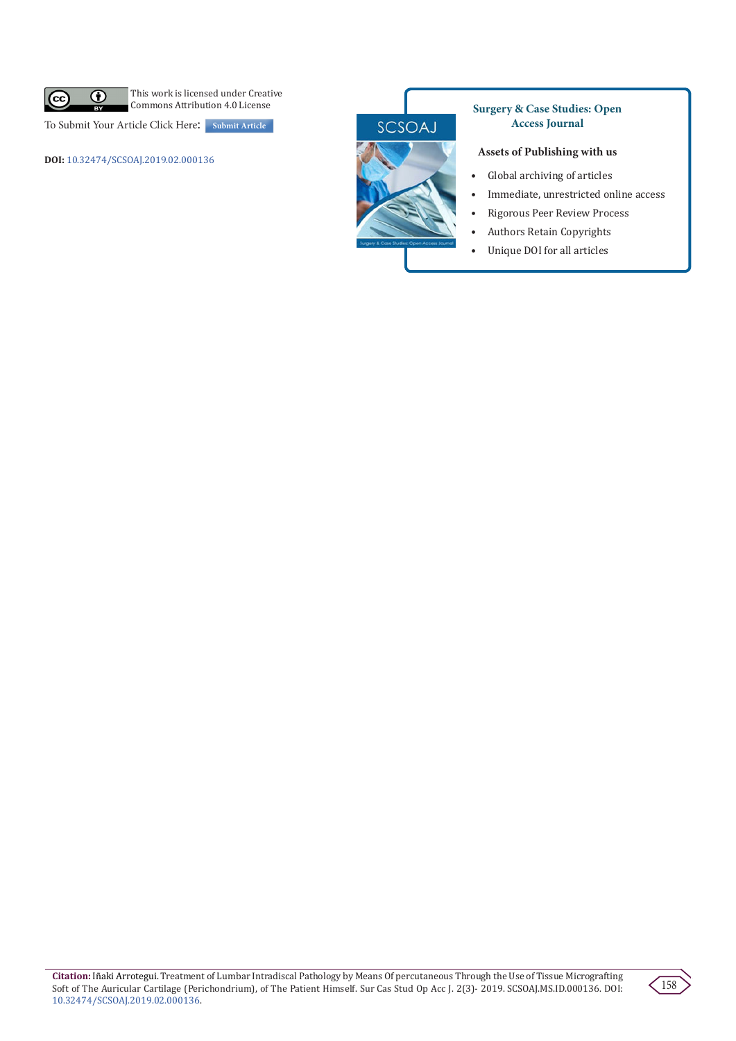This work is licensed under Creative Commons Attribution 4.0 License

To Submit Your Article Click Here: Submit Article

**DOI:** 10.32474/SCSOAJ.2019.02.000136

**Surgery & Case Studies: Open Access Journal**

**Assets of Publishing with us**

- Global archiving of articles
- Immediate, unrestricted online access
- Rigorous Peer Review Process
- Authors Retain Copyrights
- Unique DOI for all articles